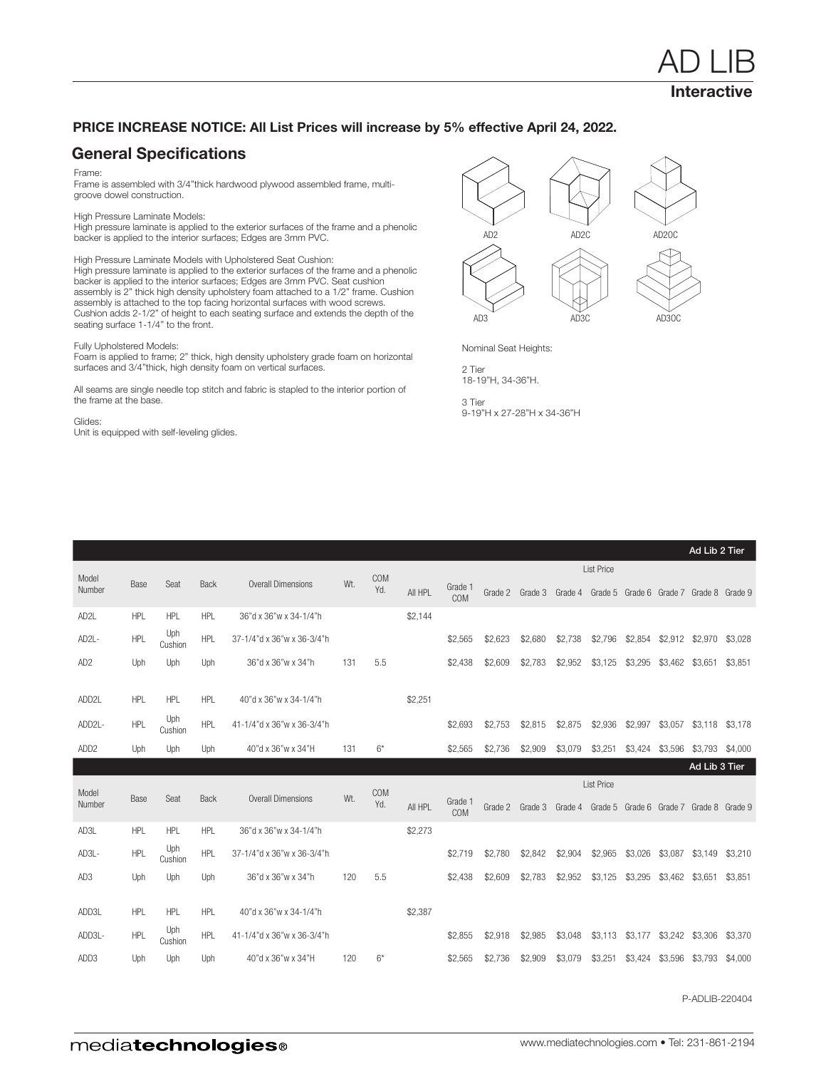# AD LIB

**Interactive**

**PRICE INCREASE NOTICE: All List Prices will increase by 5% effective April 24, 2022.**

## General Specifications

Frame:
Frame is assembled with 3/4"thick hardwood plywood assembled frame, multi-groove dowel construction.

High Pressure Laminate Models:
High pressure laminate is applied to the exterior surfaces of the frame and a phenolic backer is applied to the interior surfaces; Edges are 3mm PVC.

High Pressure Laminate Models with Upholstered Seat Cushion:
High pressure laminate is applied to the exterior surfaces of the frame and a phenolic backer is applied to the interior surfaces; Edges are 3mm PVC. Seat cushion assembly is 2" thick high density upholstery foam attached to a 1/2" frame. Cushion assembly is attached to the top facing horizontal surfaces with wood screws. Cushion adds 2-1/2" of height to each seating surface and extends the depth of the seating surface 1-1/4" to the front.

Fully Upholstered Models:
Foam is applied to frame; 2" thick, high density upholstery grade foam on horizontal surfaces and 3/4"thick, high density foam on vertical surfaces.

All seams are single needle top stitch and fabric is stapled to the interior portion of the frame at the base.

Glides:
Unit is equipped with self-leveling glides.

AD2 AD2C AD20C

AD3 AD3C AD30C

Nominal Seat Heights:

2 Tier
18-19"H, 34-36"H.

3 Tier
9-19"H x 27-28"H x 34-36"H

**Ad Lib 2 Tier**

| Model Number | Base | Seat | Back | Overall Dimensions | Wt. | COM Yd. | List Price | | | | | | | | | |
|---|---|---|---|---|---|---|---|---|---|---|---|---|---|---|---|---|
| | | | | | | | All HPL | Grade 1 COM | Grade 2 | Grade 3 | Grade 4 | Grade 5 | Grade 6 | Grade 7 | Grade 8 | Grade 9 |
| AD2L | HPL | HPL | HPL | 36"d x 36"w x 34-1/4"h | | | $2,144 | | | | | | | | | |
| AD2L- | HPL | Uph Cushion | HPL | 37-1/4"d x 36"w x 36-3/4"h | | | | $2,565 | $2,623 | $2,680 | $2,738 | $2,796 | $2,854 | $2,912 | $2,970 | $3,028 |
| AD2 | Uph | Uph | Uph | 36"d x 36"w x 34"h | 131 | 5.5 | | $2,438 | $2,609 | $2,783 | $2,952 | $3,125 | $3,295 | $3,462 | $3,651 | $3,851 |
| ADD2L | HPL | HPL | HPL | 40"d x 36"w x 34-1/4"h | | | $2,251 | | | | | | | | | |
| ADD2L- | HPL | Uph Cushion | HPL | 41-1/4"d x 36"w x 36-3/4"h | | | | $2,693 | $2,753 | $2,815 | $2,875 | $2,936 | $2,997 | $3,057 | $3,118 | $3,178 |
| ADD2 | Uph | Uph | Uph | 40"d x 36"w x 34"H | 131 | 6* | | $2,565 | $2,736 | $2,909 | $3,079 | $3,251 | $3,424 | $3,596 | $3,793 | $4,000 |

**Ad Lib 3 Tier**

| Model Number | Base | Seat | Back | Overall Dimensions | Wt. | COM Yd. | List Price | | | | | | | | | |
|---|---|---|---|---|---|---|---|---|---|---|---|---|---|---|---|---|
| | | | | | | | All HPL | Grade 1 COM | Grade 2 | Grade 3 | Grade 4 | Grade 5 | Grade 6 | Grade 7 | Grade 8 | Grade 9 |
| AD3L | HPL | HPL | HPL | 36"d x 36"w x 34-1/4"h | | | $2,273 | | | | | | | | | |
| AD3L- | HPL | Uph Cushion | HPL | 37-1/4"d x 36"w x 36-3/4"h | | | | $2,719 | $2,780 | $2,842 | $2,904 | $2,965 | $3,026 | $3,087 | $3,149 | $3,210 |
| AD3 | Uph | Uph | Uph | 36"d x 36"w x 34"h | 120 | 5.5 | | $2,438 | $2,609 | $2,783 | $2,952 | $3,125 | $3,295 | $3,462 | $3,651 | $3,851 |
| ADD3L | HPL | HPL | HPL | 40"d x 36"w x 34-1/4"h | | | $2,387 | | | | | | | | | |
| ADD3L- | HPL | Uph Cushion | HPL | 41-1/4"d x 36"w x 36-3/4"h | | | | $2,855 | $2,918 | $2,985 | $3,048 | $3,113 | $3,177 | $3,242 | $3,306 | $3,370 |
| ADD3 | Uph | Uph | Uph | 40"d x 36"w x 34"H | 120 | 6* | | $2,565 | $2,736 | $2,909 | $3,079 | $3,251 | $3,424 | $3,596 | $3,793 | $4,000 |

P-ADLIB-220404

mediatechnologies®

www.mediatechnologies.com • Tel: 231-861-2194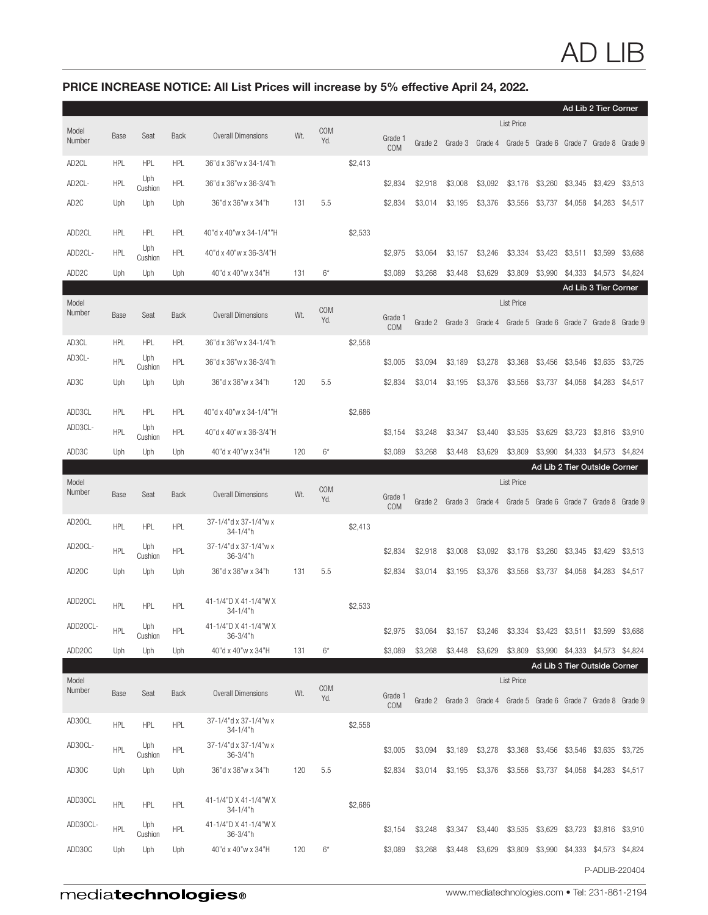# AD LIB

**PRICE INCREASE NOTICE: All List Prices will increase by 5% effective April 24, 2022.**

## Ad Lib 2 Tier Corner

| Model Number | Base | Seat | Back | Overall Dimensions | Wt. | COM Yd. | | List Price | | | | | | | | |
|---|---|---|---|---|---|---|---|---|---|---|---|---|---|---|---|---|
| | | | | | | | | Grade 1 COM | Grade 2 | Grade 3 | Grade 4 | Grade 5 | Grade 6 | Grade 7 | Grade 8 | Grade 9 |
| AD2CL | HPL | HPL | HPL | 36"d x 36"w x 34-1/4"h | | | $2,413 | | | | | | | | | |
| AD2CL- | HPL | Uph Cushion | HPL | 36"d x 36"w x 36-3/4"h | | | | $2,834 | $2,918 | $3,008 | $3,092 | $3,176 | $3,260 | $3,345 | $3,429 | $3,513 |
| AD2C | Uph | Uph | Uph | 36"d x 36"w x 34"h | 131 | 5.5 | | $2,834 | $3,014 | $3,195 | $3,376 | $3,556 | $3,737 | $4,058 | $4,283 | $4,517 |
| ADD2CL | HPL | HPL | HPL | 40"d x 40"w x 34-1/4""H | | | $2,533 | | | | | | | | | |
| ADD2CL- | HPL | Uph Cushion | HPL | 40"d x 40"w x 36-3/4"H | | | | $2,975 | $3,064 | $3,157 | $3,246 | $3,334 | $3,423 | $3,511 | $3,599 | $3,688 |
| ADD2C | Uph | Uph | Uph | 40"d x 40"w x 34"H | 131 | 6* | | $3,089 | $3,268 | $3,448 | $3,629 | $3,809 | $3,990 | $4,333 | $4,573 | $4,824 |

## Ad Lib 3 Tier Corner

| Model Number | Base | Seat | Back | Overall Dimensions | Wt. | COM Yd. | | List Price | | | | | | | | |
|---|---|---|---|---|---|---|---|---|---|---|---|---|---|---|---|---|
| | | | | | | | | Grade 1 COM | Grade 2 | Grade 3 | Grade 4 | Grade 5 | Grade 6 | Grade 7 | Grade 8 | Grade 9 |
| AD3CL | HPL | HPL | HPL | 36"d x 36"w x 34-1/4"h | | | $2,558 | | | | | | | | | |
| AD3CL- | HPL | Uph Cushion | HPL | 36"d x 36"w x 36-3/4"h | | | | $3,005 | $3,094 | $3,189 | $3,278 | $3,368 | $3,456 | $3,546 | $3,635 | $3,725 |
| AD3C | Uph | Uph | Uph | 36"d x 36"w x 34"h | 120 | 5.5 | | $2,834 | $3,014 | $3,195 | $3,376 | $3,556 | $3,737 | $4,058 | $4,283 | $4,517 |
| ADD3CL | HPL | HPL | HPL | 40"d x 40"w x 34-1/4""H | | | $2,686 | | | | | | | | | |
| ADD3CL- | HPL | Uph Cushion | HPL | 40"d x 40"w x 36-3/4"H | | | | $3,154 | $3,248 | $3,347 | $3,440 | $3,535 | $3,629 | $3,723 | $3,816 | $3,910 |
| ADD3C | Uph | Uph | Uph | 40"d x 40"w x 34"H | 120 | 6* | | $3,089 | $3,268 | $3,448 | $3,629 | $3,809 | $3,990 | $4,333 | $4,573 | $4,824 |

## Ad Lib 2 Tier Outside Corner

| Model Number | Base | Seat | Back | Overall Dimensions | Wt. | COM Yd. | | List Price | | | | | | | | |
|---|---|---|---|---|---|---|---|---|---|---|---|---|---|---|---|---|
| | | | | | | | | Grade 1 COM | Grade 2 | Grade 3 | Grade 4 | Grade 5 | Grade 6 | Grade 7 | Grade 8 | Grade 9 |
| AD2OCL | HPL | HPL | HPL | 37-1/4"d x 37-1/4"w x 34-1/4"h | | | $2,413 | | | | | | | | | |
| AD2OCL- | HPL | Uph Cushion | HPL | 37-1/4"d x 37-1/4"w x 36-3/4"h | | | | $2,834 | $2,918 | $3,008 | $3,092 | $3,176 | $3,260 | $3,345 | $3,429 | $3,513 |
| AD2OC | Uph | Uph | Uph | 36"d x 36"w x 34"h | 131 | 5.5 | | $2,834 | $3,014 | $3,195 | $3,376 | $3,556 | $3,737 | $4,058 | $4,283 | $4,517 |
| ADD2OCL | HPL | HPL | HPL | 41-1/4"D X 41-1/4"W X 34-1/4"h | | | $2,533 | | | | | | | | | |
| ADD2OCL- | HPL | Uph Cushion | HPL | 41-1/4"D X 41-1/4"W X 36-3/4"h | | | | $2,975 | $3,064 | $3,157 | $3,246 | $3,334 | $3,423 | $3,511 | $3,599 | $3,688 |
| ADD2OC | Uph | Uph | Uph | 40"d x 40"w x 34"H | 131 | 6* | | $3,089 | $3,268 | $3,448 | $3,629 | $3,809 | $3,990 | $4,333 | $4,573 | $4,824 |

## Ad Lib 3 Tier Outside Corner

| Model Number | Base | Seat | Back | Overall Dimensions | Wt. | COM Yd. | | List Price | | | | | | | | |
|---|---|---|---|---|---|---|---|---|---|---|---|---|---|---|---|---|
| | | | | | | | | Grade 1 COM | Grade 2 | Grade 3 | Grade 4 | Grade 5 | Grade 6 | Grade 7 | Grade 8 | Grade 9 |
| AD3OCL | HPL | HPL | HPL | 37-1/4"d x 37-1/4"w x 34-1/4"h | | | $2,558 | | | | | | | | | |
| AD3OCL- | HPL | Uph Cushion | HPL | 37-1/4"d x 37-1/4"w x 36-3/4"h | | | | $3,005 | $3,094 | $3,189 | $3,278 | $3,368 | $3,456 | $3,546 | $3,635 | $3,725 |
| AD3OC | Uph | Uph | Uph | 36"d x 36"w x 34"h | 120 | 5.5 | | $2,834 | $3,014 | $3,195 | $3,376 | $3,556 | $3,737 | $4,058 | $4,283 | $4,517 |
| ADD3OCL | HPL | HPL | HPL | 41-1/4"D X 41-1/4"W X 34-1/4"h | | | $2,686 | | | | | | | | | |
| ADD3OCL- | HPL | Uph Cushion | HPL | 41-1/4"D X 41-1/4"W X 36-3/4"h | | | | $3,154 | $3,248 | $3,347 | $3,440 | $3,535 | $3,629 | $3,723 | $3,816 | $3,910 |
| ADD3OC | Uph | Uph | Uph | 40"d x 40"w x 34"H | 120 | 6* | | $3,089 | $3,268 | $3,448 | $3,629 | $3,809 | $3,990 | $4,333 | $4,573 | $4,824 |

P-ADLIB-220404

mediatechnologies®

www.mediatechnologies.com • Tel: 231-861-2194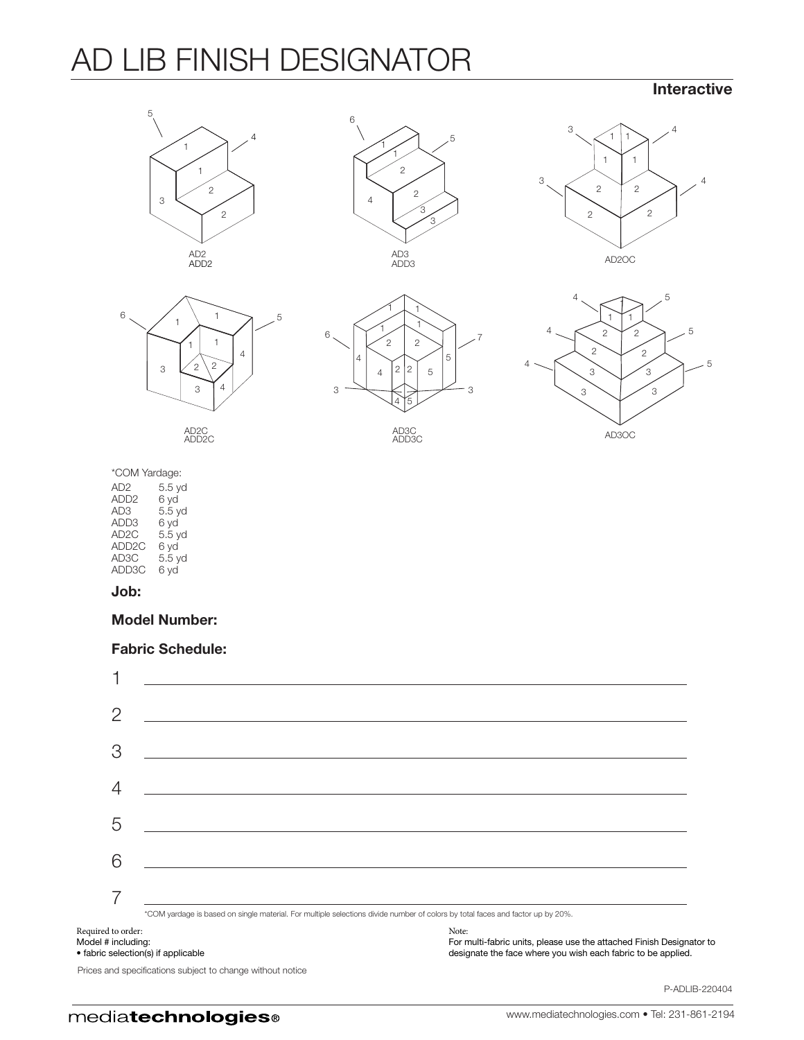# AD LIB FINISH DESIGNATOR

**Interactive**

AD2
ADD2

AD3
ADD3

AD2OC

AD2C
ADD2C

AD3C
ADD3C

AD3OC

*COM Yardage:

| | |
|---|---|
| AD2 | 5.5 yd |
| ADD2 | 6 yd |
| AD3 | 5.5 yd |
| ADD3 | 6 yd |
| AD2C | 5.5 yd |
| ADD2C | 6 yd |
| AD3C | 5.5 yd |
| ADD3C | 6 yd |

**Job:**

**Model Number:**

**Fabric Schedule:**

1 ______________________________

2 ______________________________

3 ______________________________

4 ______________________________

5 ______________________________

6 ______________________________

7 ______________________________

*COM yardage is based on single material. For multiple selections divide number of colors by total faces and factor up by 20%.

Required to order:
Model # including:
• fabric selection(s) if applicable

Note:
For multi-fabric units, please use the attached Finish Designator to designate the face where you wish each fabric to be applied.

Prices and specifications subject to change without notice

P-ADLIB-220404

mediatechnologies®

www.mediatechnologies.com • Tel: 231-861-2194